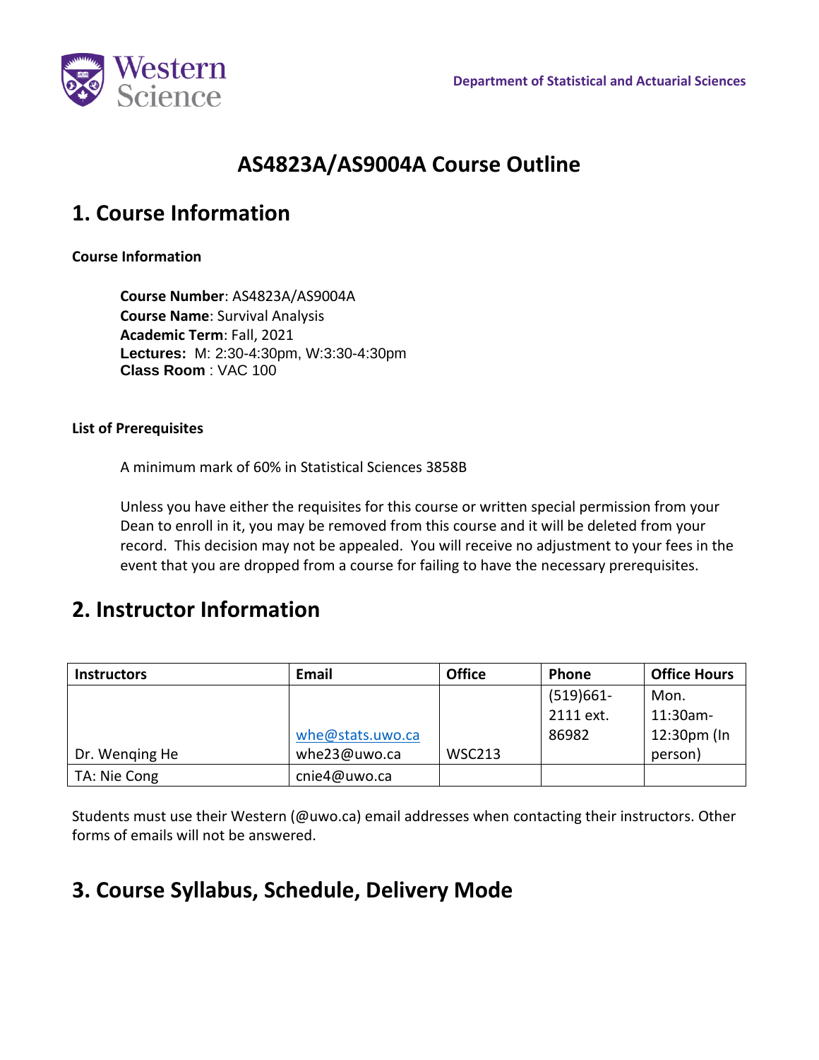Department of Statistical and Actuarial Sciences

# AS4823A/AS9004A Course Outline

## 1. Course Information

**Course Information**

**Course Number**: AS4823A/AS9004A
**Course Name**: Survival Analysis
**Academic Term**: Fall, 2021
**Lectures:** M: 2:30-4:30pm, W:3:30-4:30pm
**Class Room** : VAC 100

**List of Prerequisites**

A minimum mark of 60% in Statistical Sciences 3858B

Unless you have either the requisites for this course or written special permission from your Dean to enroll in it, you may be removed from this course and it will be deleted from your record. This decision may not be appealed. You will receive no adjustment to your fees in the event that you are dropped from a course for failing to have the necessary prerequisites.

## 2. Instructor Information

| Instructors | Email | Office | Phone | Office Hours |
|---|---|---|---|---|
| Dr. Wenqing He | whe@stats.uwo.ca whe23@uwo.ca | WSC213 | (519)661-2111 ext. 86982 | Mon. 11:30am-12:30pm (In person) |
| TA: Nie Cong | cnie4@uwo.ca | | | |

Students must use their Western (@uwo.ca) email addresses when contacting their instructors. Other forms of emails will not be answered.

## 3. Course Syllabus, Schedule, Delivery Mode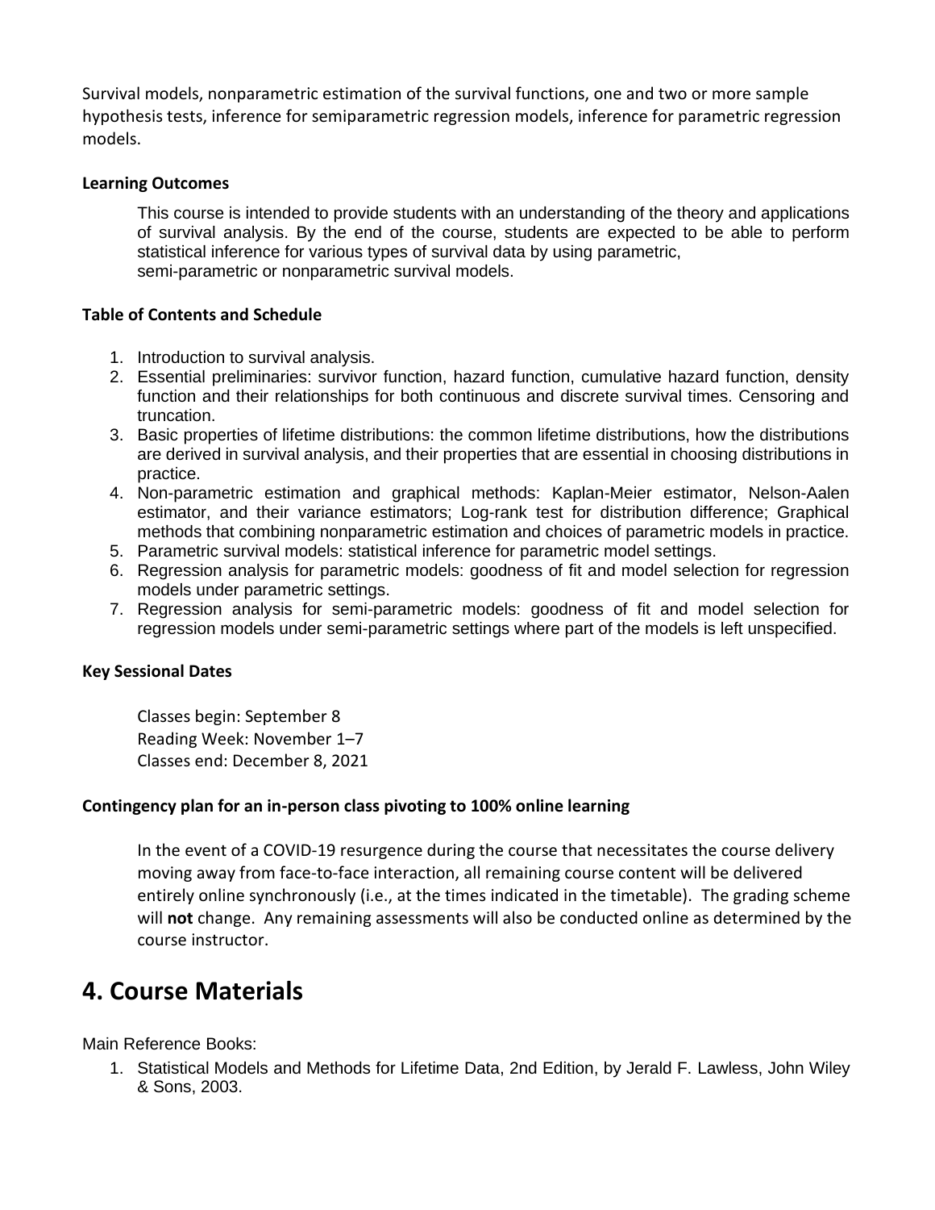Survival models, nonparametric estimation of the survival functions, one and two or more sample hypothesis tests, inference for semiparametric regression models, inference for parametric regression models.

**Learning Outcomes**

This course is intended to provide students with an understanding of the theory and applications of survival analysis. By the end of the course, students are expected to be able to perform statistical inference for various types of survival data by using parametric, semi-parametric or nonparametric survival models.

**Table of Contents and Schedule**

1. Introduction to survival analysis.
2. Essential preliminaries: survivor function, hazard function, cumulative hazard function, density function and their relationships for both continuous and discrete survival times. Censoring and truncation.
3. Basic properties of lifetime distributions: the common lifetime distributions, how the distributions are derived in survival analysis, and their properties that are essential in choosing distributions in practice.
4. Non-parametric estimation and graphical methods: Kaplan-Meier estimator, Nelson-Aalen estimator, and their variance estimators; Log-rank test for distribution difference; Graphical methods that combining nonparametric estimation and choices of parametric models in practice.
5. Parametric survival models: statistical inference for parametric model settings.
6. Regression analysis for parametric models: goodness of fit and model selection for regression models under parametric settings.
7. Regression analysis for semi-parametric models: goodness of fit and model selection for regression models under semi-parametric settings where part of the models is left unspecified.

**Key Sessional Dates**

Classes begin: September 8
Reading Week: November 1–7
Classes end: December 8, 2021

**Contingency plan for an in-person class pivoting to 100% online learning**

In the event of a COVID-19 resurgence during the course that necessitates the course delivery moving away from face-to-face interaction, all remaining course content will be delivered entirely online synchronously (i.e., at the times indicated in the timetable). The grading scheme will **not** change. Any remaining assessments will also be conducted online as determined by the course instructor.

# 4. Course Materials

Main Reference Books:

1. Statistical Models and Methods for Lifetime Data, 2nd Edition, by Jerald F. Lawless, John Wiley & Sons, 2003.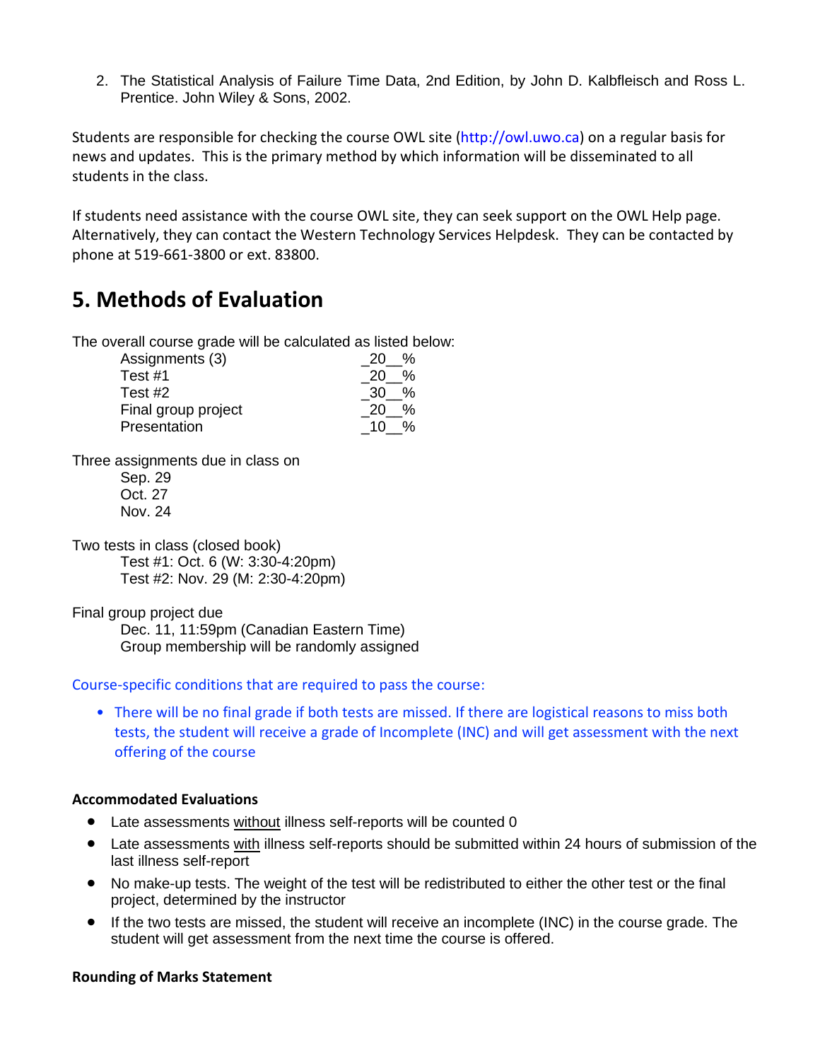2. The Statistical Analysis of Failure Time Data, 2nd Edition, by John D. Kalbfleisch and Ross L. Prentice. John Wiley & Sons, 2002.

Students are responsible for checking the course OWL site (http://owl.uwo.ca) on a regular basis for news and updates. This is the primary method by which information will be disseminated to all students in the class.

If students need assistance with the course OWL site, they can seek support on the OWL Help page. Alternatively, they can contact the Western Technology Services Helpdesk. They can be contacted by phone at 519-661-3800 or ext. 83800.

## 5. Methods of Evaluation

The overall course grade will be calculated as listed below:

| | |
|---|---|
| Assignments (3) | _20__% |
| Test #1 | _20__% |
| Test #2 | _30__% |
| Final group project | _20__% |
| Presentation | _10__% |

Three assignments due in class on

Sep. 29
Oct. 27
Nov. 24

Two tests in class (closed book)

Test #1: Oct. 6 (W: 3:30-4:20pm)
Test #2: Nov. 29 (M: 2:30-4:20pm)

Final group project due

Dec. 11, 11:59pm (Canadian Eastern Time)
Group membership will be randomly assigned

Course-specific conditions that are required to pass the course:

- There will be no final grade if both tests are missed. If there are logistical reasons to miss both tests, the student will receive a grade of Incomplete (INC) and will get assessment with the next offering of the course

**Accommodated Evaluations**

- Late assessments without illness self-reports will be counted 0
- Late assessments with illness self-reports should be submitted within 24 hours of submission of the last illness self-report
- No make-up tests. The weight of the test will be redistributed to either the other test or the final project, determined by the instructor
- If the two tests are missed, the student will receive an incomplete (INC) in the course grade. The student will get assessment from the next time the course is offered.

**Rounding of Marks Statement**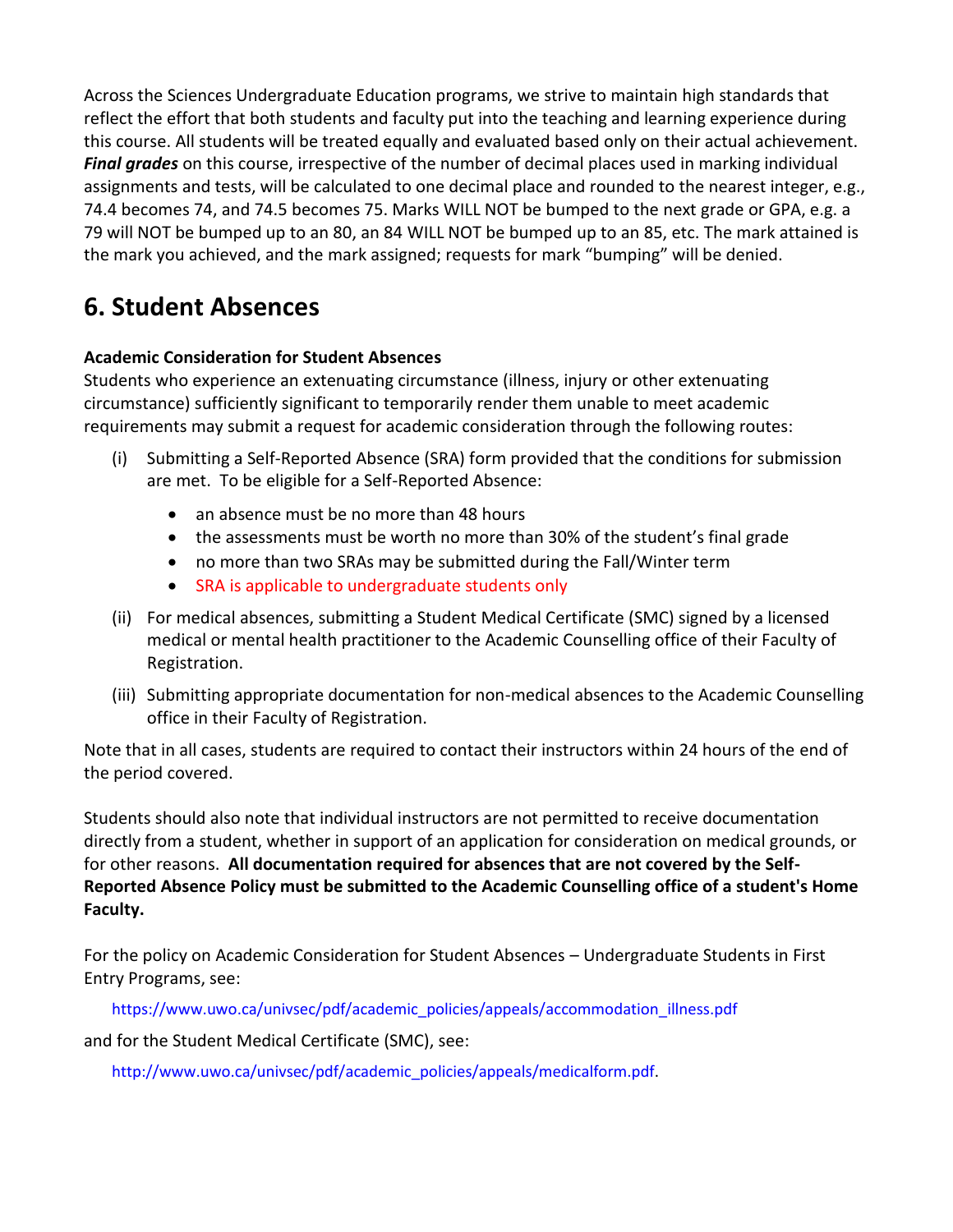Across the Sciences Undergraduate Education programs, we strive to maintain high standards that reflect the effort that both students and faculty put into the teaching and learning experience during this course. All students will be treated equally and evaluated based only on their actual achievement. ***Final grades*** on this course, irrespective of the number of decimal places used in marking individual assignments and tests, will be calculated to one decimal place and rounded to the nearest integer, e.g., 74.4 becomes 74, and 74.5 becomes 75. Marks WILL NOT be bumped to the next grade or GPA, e.g. a 79 will NOT be bumped up to an 80, an 84 WILL NOT be bumped up to an 85, etc. The mark attained is the mark you achieved, and the mark assigned; requests for mark "bumping" will be denied.

# 6. Student Absences

**Academic Consideration for Student Absences**

Students who experience an extenuating circumstance (illness, injury or other extenuating circumstance) sufficiently significant to temporarily render them unable to meet academic requirements may submit a request for academic consideration through the following routes:

(i) Submitting a Self-Reported Absence (SRA) form provided that the conditions for submission are met. To be eligible for a Self-Reported Absence:

- an absence must be no more than 48 hours
- the assessments must be worth no more than 30% of the student's final grade
- no more than two SRAs may be submitted during the Fall/Winter term
- SRA is applicable to undergraduate students only

(ii) For medical absences, submitting a Student Medical Certificate (SMC) signed by a licensed medical or mental health practitioner to the Academic Counselling office of their Faculty of Registration.

(iii) Submitting appropriate documentation for non-medical absences to the Academic Counselling office in their Faculty of Registration.

Note that in all cases, students are required to contact their instructors within 24 hours of the end of the period covered.

Students should also note that individual instructors are not permitted to receive documentation directly from a student, whether in support of an application for consideration on medical grounds, or for other reasons. **All documentation required for absences that are not covered by the Self-Reported Absence Policy must be submitted to the Academic Counselling office of a student's Home Faculty.**

For the policy on Academic Consideration for Student Absences – Undergraduate Students in First Entry Programs, see:

https://www.uwo.ca/univsec/pdf/academic_policies/appeals/accommodation_illness.pdf

and for the Student Medical Certificate (SMC), see:

http://www.uwo.ca/univsec/pdf/academic_policies/appeals/medicalform.pdf.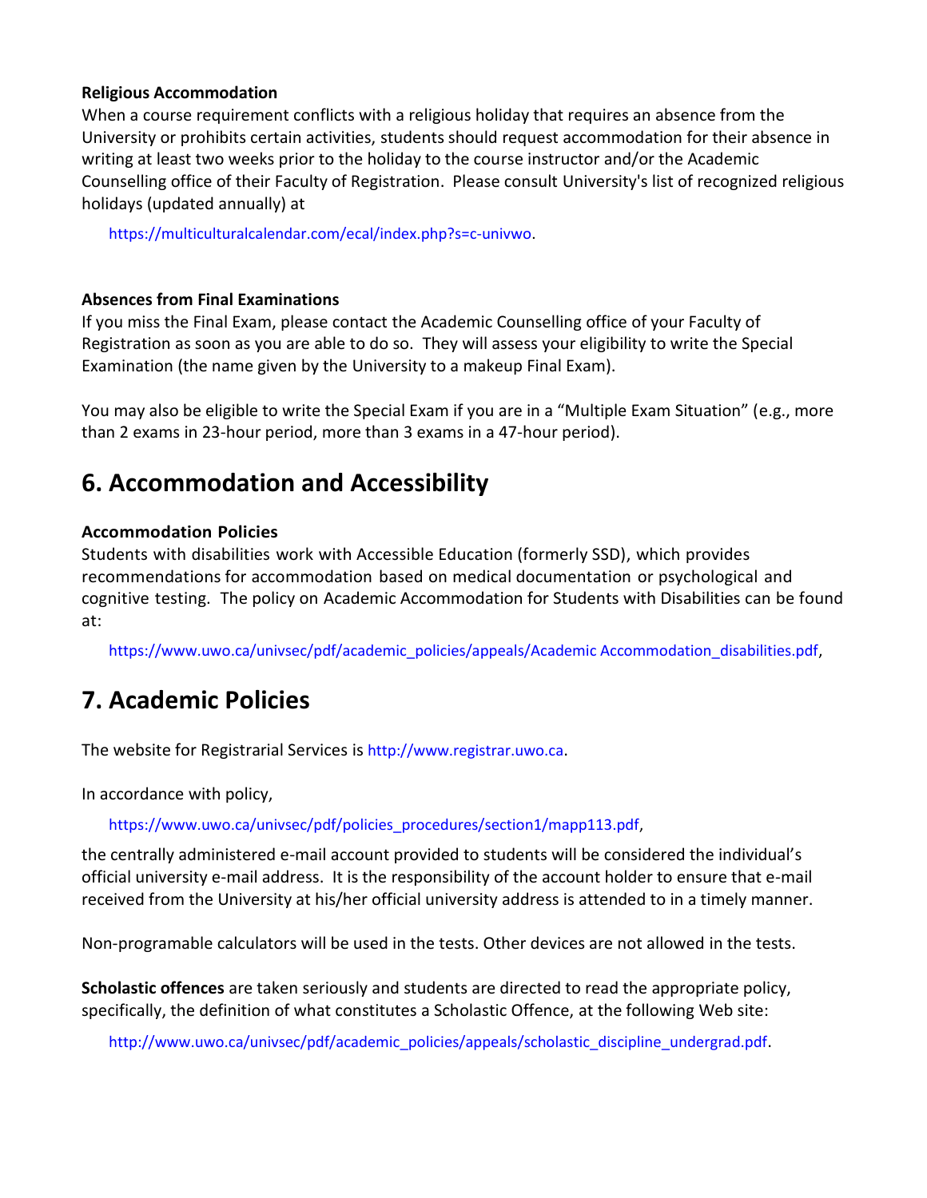**Religious Accommodation**
When a course requirement conflicts with a religious holiday that requires an absence from the University or prohibits certain activities, students should request accommodation for their absence in writing at least two weeks prior to the holiday to the course instructor and/or the Academic Counselling office of their Faculty of Registration. Please consult University's list of recognized religious holidays (updated annually) at

https://multiculturalcalendar.com/ecal/index.php?s=c-univwo.

**Absences from Final Examinations**
If you miss the Final Exam, please contact the Academic Counselling office of your Faculty of Registration as soon as you are able to do so. They will assess your eligibility to write the Special Examination (the name given by the University to a makeup Final Exam).

You may also be eligible to write the Special Exam if you are in a "Multiple Exam Situation" (e.g., more than 2 exams in 23-hour period, more than 3 exams in a 47-hour period).

## 6. Accommodation and Accessibility

**Accommodation Policies**
Students with disabilities work with Accessible Education (formerly SSD), which provides recommendations for accommodation based on medical documentation or psychological and cognitive testing. The policy on Academic Accommodation for Students with Disabilities can be found at:

https://www.uwo.ca/univsec/pdf/academic_policies/appeals/Academic Accommodation_disabilities.pdf,

## 7. Academic Policies

The website for Registrarial Services is http://www.registrar.uwo.ca.

In accordance with policy,

https://www.uwo.ca/univsec/pdf/policies_procedures/section1/mapp113.pdf,

the centrally administered e-mail account provided to students will be considered the individual's official university e-mail address. It is the responsibility of the account holder to ensure that e-mail received from the University at his/her official university address is attended to in a timely manner.

Non-programable calculators will be used in the tests. Other devices are not allowed in the tests.

**Scholastic offences** are taken seriously and students are directed to read the appropriate policy, specifically, the definition of what constitutes a Scholastic Offence, at the following Web site:

http://www.uwo.ca/univsec/pdf/academic_policies/appeals/scholastic_discipline_undergrad.pdf.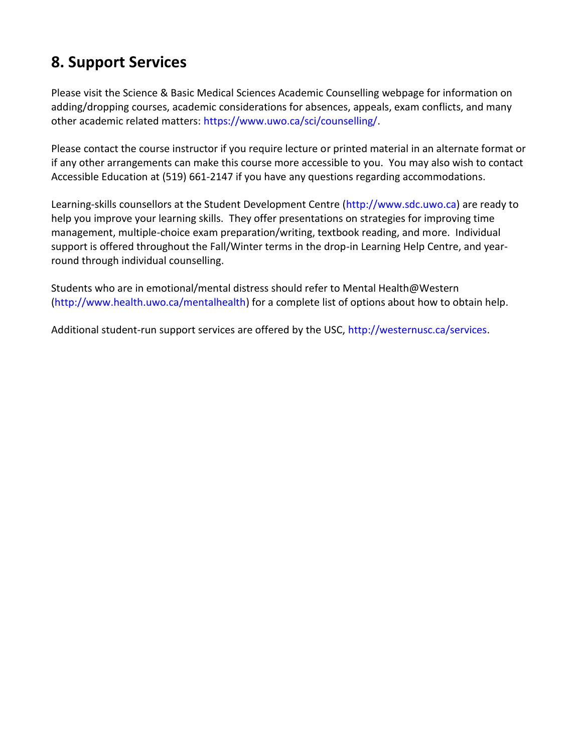## 8. Support Services

Please visit the Science & Basic Medical Sciences Academic Counselling webpage for information on adding/dropping courses, academic considerations for absences, appeals, exam conflicts, and many other academic related matters: https://www.uwo.ca/sci/counselling/.

Please contact the course instructor if you require lecture or printed material in an alternate format or if any other arrangements can make this course more accessible to you. You may also wish to contact Accessible Education at (519) 661-2147 if you have any questions regarding accommodations.

Learning-skills counsellors at the Student Development Centre (http://www.sdc.uwo.ca) are ready to help you improve your learning skills. They offer presentations on strategies for improving time management, multiple-choice exam preparation/writing, textbook reading, and more. Individual support is offered throughout the Fall/Winter terms in the drop-in Learning Help Centre, and year-round through individual counselling.

Students who are in emotional/mental distress should refer to Mental Health@Western (http://www.health.uwo.ca/mentalhealth) for a complete list of options about how to obtain help.

Additional student-run support services are offered by the USC, http://westernusc.ca/services.